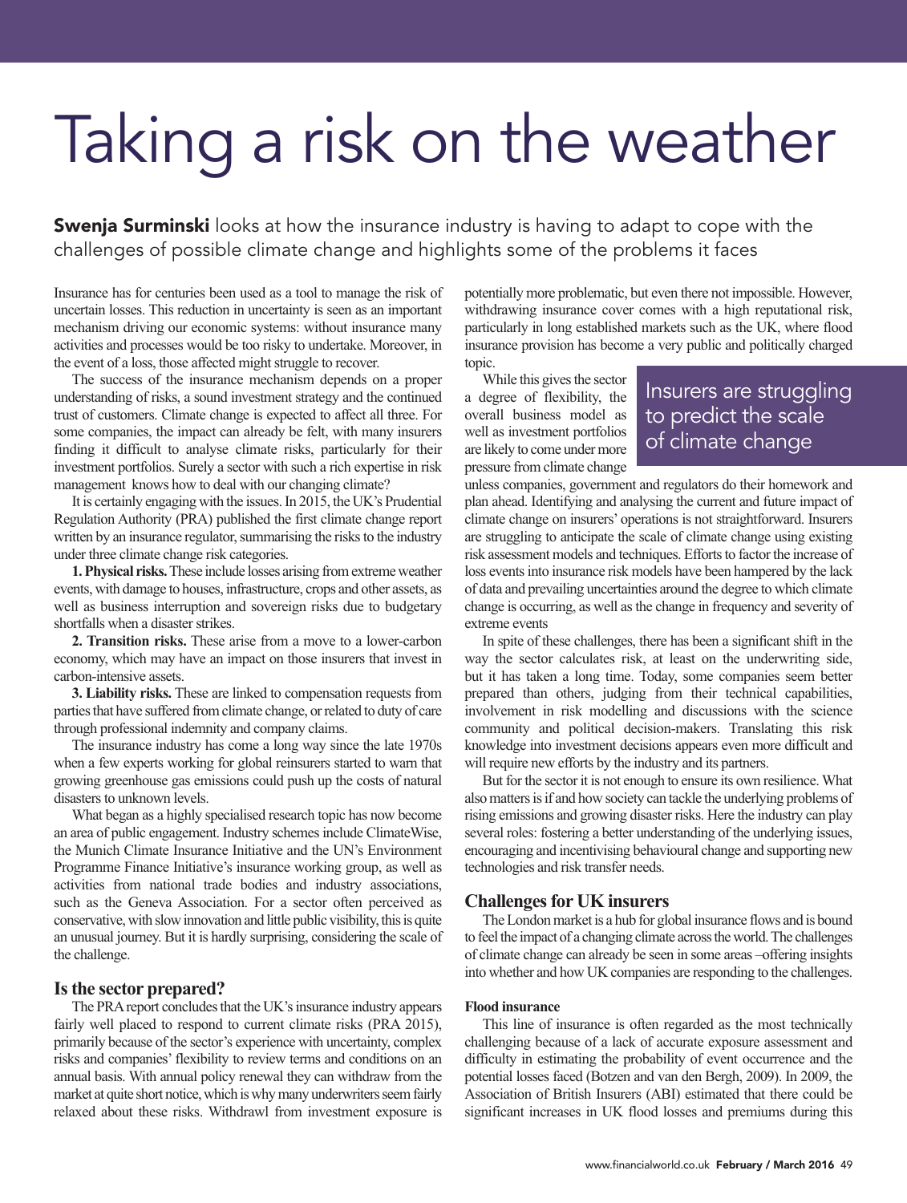# Taking a risk on the weather

**Swenja Surminski** looks at how the insurance industry is having to adapt to cope with the challenges of possible climate change and highlights some of the problems it faces

Insurance has for centuries been used as a tool to manage the risk of uncertain losses. This reduction in uncertainty is seen as an important mechanism driving our economic systems: without insurance many activities and processes would be too risky to undertake. Moreover, in the event of a loss, those affected might struggle to recover.

The success of the insurance mechanism depends on a proper understanding of risks, a sound investment strategy and the continued trust of customers. Climate change is expected to affect all three. For some companies, the impact can already be felt, with many insurers finding it difficult to analyse climate risks, particularly for their investment portfolios. Surely a sector with such a rich expertise in risk management knows how to deal with our changing climate?

It is certainly engaging with the issues. In 2015, the UK's Prudential Regulation Authority (PRA) published the first climate change report written by an insurance regulator, summarising the risks to the industry under three climate change risk categories.

**1. Physical risks.** These include losses arising from extreme weather events, with damage to houses, infrastructure, crops and other assets, as well as business interruption and sovereign risks due to budgetary shortfalls when a disaster strikes.

**2. Transition risks.** These arise from a move to a lower-carbon economy, which may have an impact on those insurers that invest in carbon-intensive assets.

**3. Liability risks.** These are linked to compensation requests from parties that have suffered from climate change, or related to duty of care through professional indemnity and company claims.

The insurance industry has come a long way since the late 1970s when a few experts working for global reinsurers started to warn that growing greenhouse gas emissions could push up the costs of natural disasters to unknown levels.

What began as a highly specialised research topic has now become an area of public engagement. Industry schemes include ClimateWise, the Munich Climate Insurance Initiative and the UN's Environment Programme Finance Initiative's insurance working group, as well as activities from national trade bodies and industry associations, such as the Geneva Association. For a sector often perceived as conservative, with slow innovation and little public visibility, this is quite an unusual journey. But it is hardly surprising, considering the scale of the challenge.

## Is the sector prepared?

The PRA report concludes that the UK's insurance industry appears fairly well placed to respond to current climate risks (PRA 2015), primarily because of the sector's experience with uncertainty, complex risks and companies' flexibility to review terms and conditions on an annual basis. With annual policy renewal they can withdraw from the market at quite short notice, which is why many underwriters seem fairly relaxed about these risks. Withdrawl from investment exposure is potentially more problematic, but even there not impossible. However, withdrawing insurance cover comes with a high reputational risk, particularly in long established markets such as the UK, where flood insurance provision has become a very public and politically charged topic.

> Insurers are struggling to predict the scale of climate change

While this gives the sector a degree of flexibility, the overall business model as well as investment portfolios are likely to come under more pressure from climate change unless companies, government and regulators do their homework and plan ahead. Identifying and analysing the current and future impact of climate change on insurers' operations is not straightforward. Insurers are struggling to anticipate the scale of climate change using existing risk assessment models and techniques. Efforts to factor the increase of loss events into insurance risk models have been hampered by the lack of data and prevailing uncertainties around the degree to which climate change is occurring, as well as the change in frequency and severity of extreme events

In spite of these challenges, there has been a significant shift in the way the sector calculates risk, at least on the underwriting side, but it has taken a long time. Today, some companies seem better prepared than others, judging from their technical capabilities, involvement in risk modelling and discussions with the science community and political decision-makers. Translating this risk knowledge into investment decisions appears even more difficult and will require new efforts by the industry and its partners.

But for the sector it is not enough to ensure its own resilience. What also matters is if and how society can tackle the underlying problems of rising emissions and growing disaster risks. Here the industry can play several roles: fostering a better understanding of the underlying issues, encouraging and incentivising behavioural change and supporting new technologies and risk transfer needs.

## Challenges for UK insurers

The London market is a hub for global insurance flows and is bound to feel the impact of a changing climate across the world. The challenges of climate change can already be seen in some areas –offering insights into whether and how UK companies are responding to the challenges.

### Flood insurance

This line of insurance is often regarded as the most technically challenging because of a lack of accurate exposure assessment and difficulty in estimating the probability of event occurrence and the potential losses faced (Botzen and van den Bergh, 2009). In 2009, the Association of British Insurers (ABI) estimated that there could be significant increases in UK flood losses and premiums during this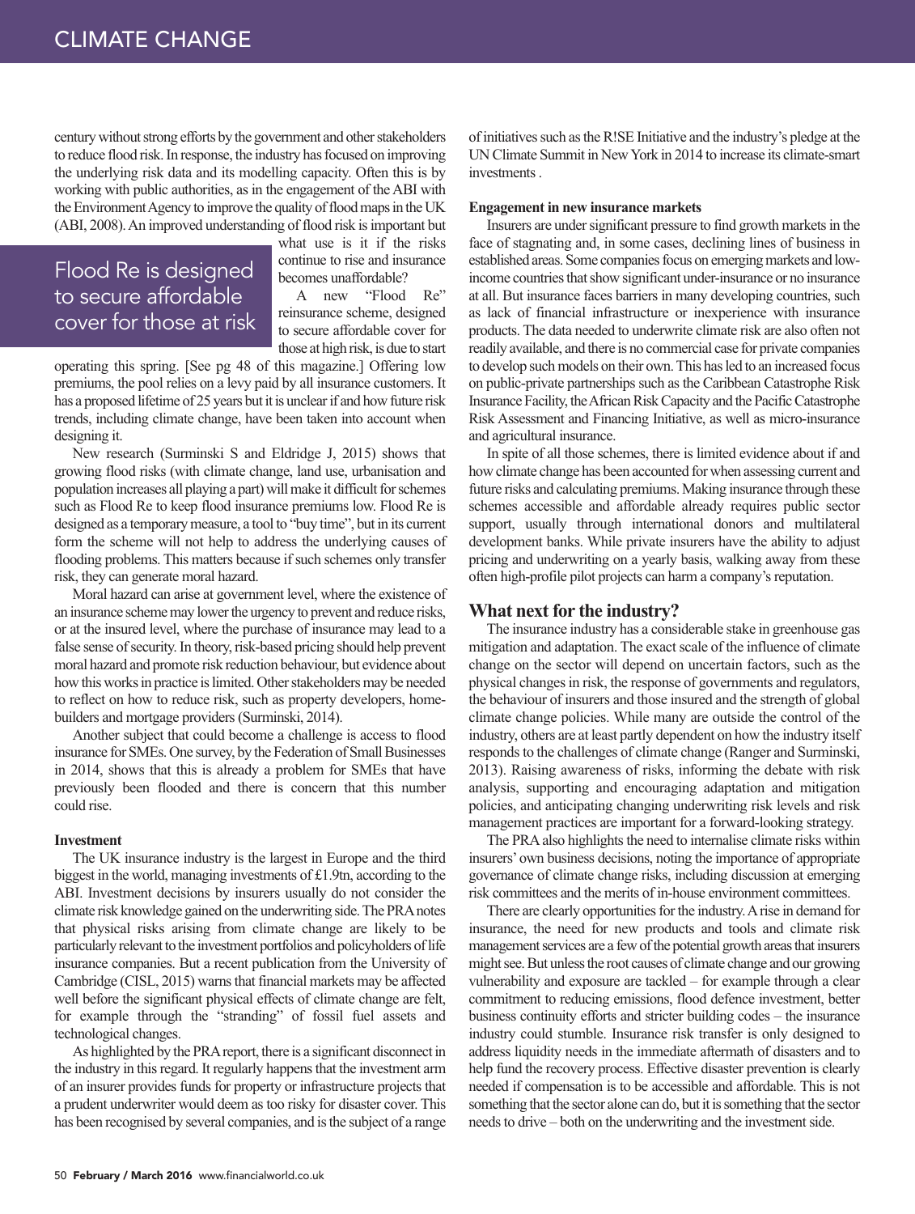century without strong efforts by the government and other stakeholders to reduce flood risk. In response, the industry has focused on improving the underlying risk data and its modelling capacity. Often this is by working with public authorities, as in the engagement of the ABI with the Environment Agency to improve the quality of flood maps in the UK (ABI, 2008). An improved understanding of flood risk is important but what use is it if the risks continue to rise and insurance becomes unaffordable?

> Flood Re is designed to secure affordable cover for those at risk

A new "Flood Re" reinsurance scheme, designed to secure affordable cover for those at high risk, is due to start operating this spring. [See pg 48 of this magazine.] Offering low premiums, the pool relies on a levy paid by all insurance customers. It has a proposed lifetime of 25 years but it is unclear if and how future risk trends, including climate change, have been taken into account when designing it.

New research (Surminski S and Eldridge J, 2015) shows that growing flood risks (with climate change, land use, urbanisation and population increases all playing a part) will make it difficult for schemes such as Flood Re to keep flood insurance premiums low. Flood Re is designed as a temporary measure, a tool to "buy time", but in its current form the scheme will not help to address the underlying causes of flooding problems. This matters because if such schemes only transfer risk, they can generate moral hazard.

Moral hazard can arise at government level, where the existence of an insurance scheme may lower the urgency to prevent and reduce risks, or at the insured level, where the purchase of insurance may lead to a false sense of security. In theory, risk-based pricing should help prevent moral hazard and promote risk reduction behaviour, but evidence about how this works in practice is limited. Other stakeholders may be needed to reflect on how to reduce risk, such as property developers, home-builders and mortgage providers (Surminski, 2014).

Another subject that could become a challenge is access to flood insurance for SMEs. One survey, by the Federation of Small Businesses in 2014, shows that this is already a problem for SMEs that have previously been flooded and there is concern that this number could rise.

**Investment**

The UK insurance industry is the largest in Europe and the third biggest in the world, managing investments of £1.9tn, according to the ABI. Investment decisions by insurers usually do not consider the climate risk knowledge gained on the underwriting side. The PRA notes that physical risks arising from climate change are likely to be particularly relevant to the investment portfolios and policyholders of life insurance companies. But a recent publication from the University of Cambridge (CISL, 2015) warns that financial markets may be affected well before the significant physical effects of climate change are felt, for example through the "stranding" of fossil fuel assets and technological changes.

As highlighted by the PRA report, there is a significant disconnect in the industry in this regard. It regularly happens that the investment arm of an insurer provides funds for property or infrastructure projects that a prudent underwriter would deem as too risky for disaster cover. This has been recognised by several companies, and is the subject of a range of initiatives such as the R!SE Initiative and the industry's pledge at the UN Climate Summit in New York in 2014 to increase its climate-smart investments .

**Engagement in new insurance markets**

Insurers are under significant pressure to find growth markets in the face of stagnating and, in some cases, declining lines of business in established areas. Some companies focus on emerging markets and low-income countries that show significant under-insurance or no insurance at all. But insurance faces barriers in many developing countries, such as lack of financial infrastructure or inexperience with insurance products. The data needed to underwrite climate risk are also often not readily available, and there is no commercial case for private companies to develop such models on their own. This has led to an increased focus on public-private partnerships such as the Caribbean Catastrophe Risk Insurance Facility, the African Risk Capacity and the Pacific Catastrophe Risk Assessment and Financing Initiative, as well as micro-insurance and agricultural insurance.

In spite of all those schemes, there is limited evidence about if and how climate change has been accounted for when assessing current and future risks and calculating premiums. Making insurance through these schemes accessible and affordable already requires public sector support, usually through international donors and multilateral development banks. While private insurers have the ability to adjust pricing and underwriting on a yearly basis, walking away from these often high-profile pilot projects can harm a company's reputation.

## What next for the industry?

The insurance industry has a considerable stake in greenhouse gas mitigation and adaptation. The exact scale of the influence of climate change on the sector will depend on uncertain factors, such as the physical changes in risk, the response of governments and regulators, the behaviour of insurers and those insured and the strength of global climate change policies. While many are outside the control of the industry, others are at least partly dependent on how the industry itself responds to the challenges of climate change (Ranger and Surminski, 2013). Raising awareness of risks, informing the debate with risk analysis, supporting and encouraging adaptation and mitigation policies, and anticipating changing underwriting risk levels and risk management practices are important for a forward-looking strategy.

The PRA also highlights the need to internalise climate risks within insurers' own business decisions, noting the importance of appropriate governance of climate change risks, including discussion at emerging risk committees and the merits of in-house environment committees.

There are clearly opportunities for the industry. A rise in demand for insurance, the need for new products and tools and climate risk management services are a few of the potential growth areas that insurers might see. But unless the root causes of climate change and our growing vulnerability and exposure are tackled – for example through a clear commitment to reducing emissions, flood defence investment, better business continuity efforts and stricter building codes – the insurance industry could stumble. Insurance risk transfer is only designed to address liquidity needs in the immediate aftermath of disasters and to help fund the recovery process. Effective disaster prevention is clearly needed if compensation is to be accessible and affordable. This is not something that the sector alone can do, but it is something that the sector needs to drive – both on the underwriting and the investment side.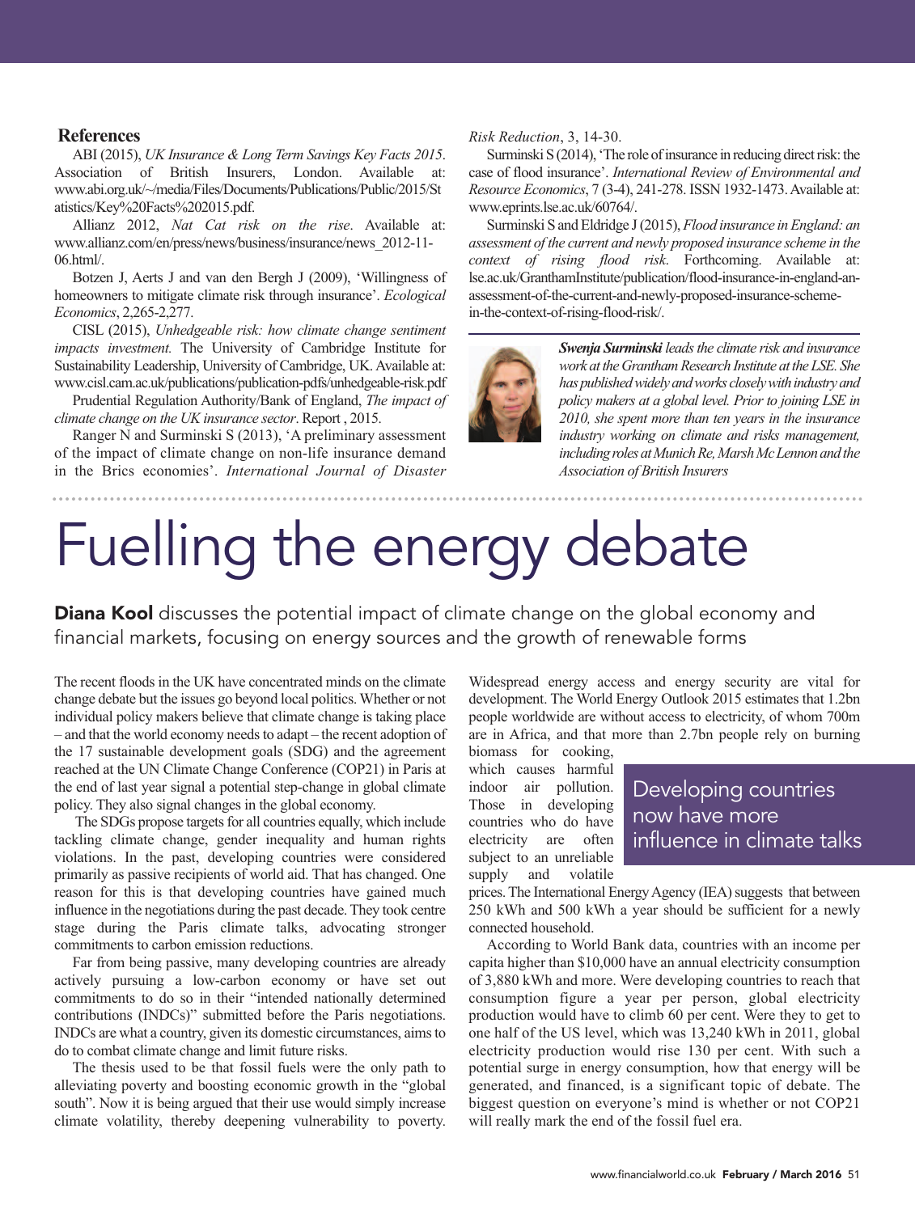## References

ABI (2015), *UK Insurance & Long Term Savings Key Facts 2015*. Association of British Insurers, London. Available at: www.abi.org.uk/~/media/Files/Documents/Publications/Public/2015/Statistics/Key%20Facts%202015.pdf.

Allianz 2012, *Nat Cat risk on the rise*. Available at: www.allianz.com/en/press/news/business/insurance/news_2012-11-06.html/.

Botzen J, Aerts J and van den Bergh J (2009), 'Willingness of homeowners to mitigate climate risk through insurance'. *Ecological Economics*, 2,265-2,277.

CISL (2015), *Unhedgeable risk: how climate change sentiment impacts investment.* The University of Cambridge Institute for Sustainability Leadership, University of Cambridge, UK. Available at: www.cisl.cam.ac.uk/publications/publication-pdfs/unhedgeable-risk.pdf

Prudential Regulation Authority/Bank of England, *The impact of climate change on the UK insurance sector*. Report , 2015.

Ranger N and Surminski S (2013), 'A preliminary assessment of the impact of climate change on non-life insurance demand in the Brics economies'. *International Journal of Disaster Risk Reduction*, 3, 14-30.

Surminski S (2014), 'The role of insurance in reducing direct risk: the case of flood insurance'. *International Review of Environmental and Resource Economics*, 7 (3-4), 241-278. ISSN 1932-1473. Available at: www.eprints.lse.ac.uk/60764/.

Surminski S and Eldridge J (2015), *Flood insurance in England: an assessment of the current and newly proposed insurance scheme in the context of rising flood risk*. Forthcoming. Available at: lse.ac.uk/GranthamInstitute/publication/flood-insurance-in-england-an-assessment-of-the-current-and-newly-proposed-insurance-scheme-in-the-context-of-rising-flood-risk/.

***Swenja Surminski** leads the climate risk and insurance work at the Grantham Research Institute at the LSE. She has published widely and works closely with industry and policy makers at a global level. Prior to joining LSE in 2010, she spent more than ten years in the insurance industry working on climate and risks management, including roles at Munich Re, Marsh Mc Lennon and the Association of British Insurers*

# Fuelling the energy debate

**Diana Kool** discusses the potential impact of climate change on the global economy and financial markets, focusing on energy sources and the growth of renewable forms

The recent floods in the UK have concentrated minds on the climate change debate but the issues go beyond local politics. Whether or not individual policy makers believe that climate change is taking place – and that the world economy needs to adapt – the recent adoption of the 17 sustainable development goals (SDG) and the agreement reached at the UN Climate Change Conference (COP21) in Paris at the end of last year signal a potential step-change in global climate policy. They also signal changes in the global economy.

The SDGs propose targets for all countries equally, which include tackling climate change, gender inequality and human rights violations. In the past, developing countries were considered primarily as passive recipients of world aid. That has changed. One reason for this is that developing countries have gained much influence in the negotiations during the past decade. They took centre stage during the Paris climate talks, advocating stronger commitments to carbon emission reductions.

Far from being passive, many developing countries are already actively pursuing a low-carbon economy or have set out commitments to do so in their "intended nationally determined contributions (INDCs)" submitted before the Paris negotiations. INDCs are what a country, given its domestic circumstances, aims to do to combat climate change and limit future risks.

The thesis used to be that fossil fuels were the only path to alleviating poverty and boosting economic growth in the "global south". Now it is being argued that their use would simply increase climate volatility, thereby deepening vulnerability to poverty. Widespread energy access and energy security are vital for development. The World Energy Outlook 2015 estimates that 1.2bn people worldwide are without access to electricity, of whom 700m are in Africa, and that more than 2.7bn people rely on burning biomass for cooking, which causes harmful indoor air pollution. Those in developing countries who do have electricity are often subject to an unreliable supply and volatile prices. The International Energy Agency (IEA) suggests that between 250 kWh and 500 kWh a year should be sufficient for a newly connected household.

> Developing countries now have more influence in climate talks

According to World Bank data, countries with an income per capita higher than $10,000 have an annual electricity consumption of 3,880 kWh and more. Were developing countries to reach that consumption figure a year per person, global electricity production would have to climb 60 per cent. Were they to get to one half of the US level, which was 13,240 kWh in 2011, global electricity production would rise 130 per cent. With such a potential surge in energy consumption, how that energy will be generated, and financed, is a significant topic of debate. The biggest question on everyone's mind is whether or not COP21 will really mark the end of the fossil fuel era.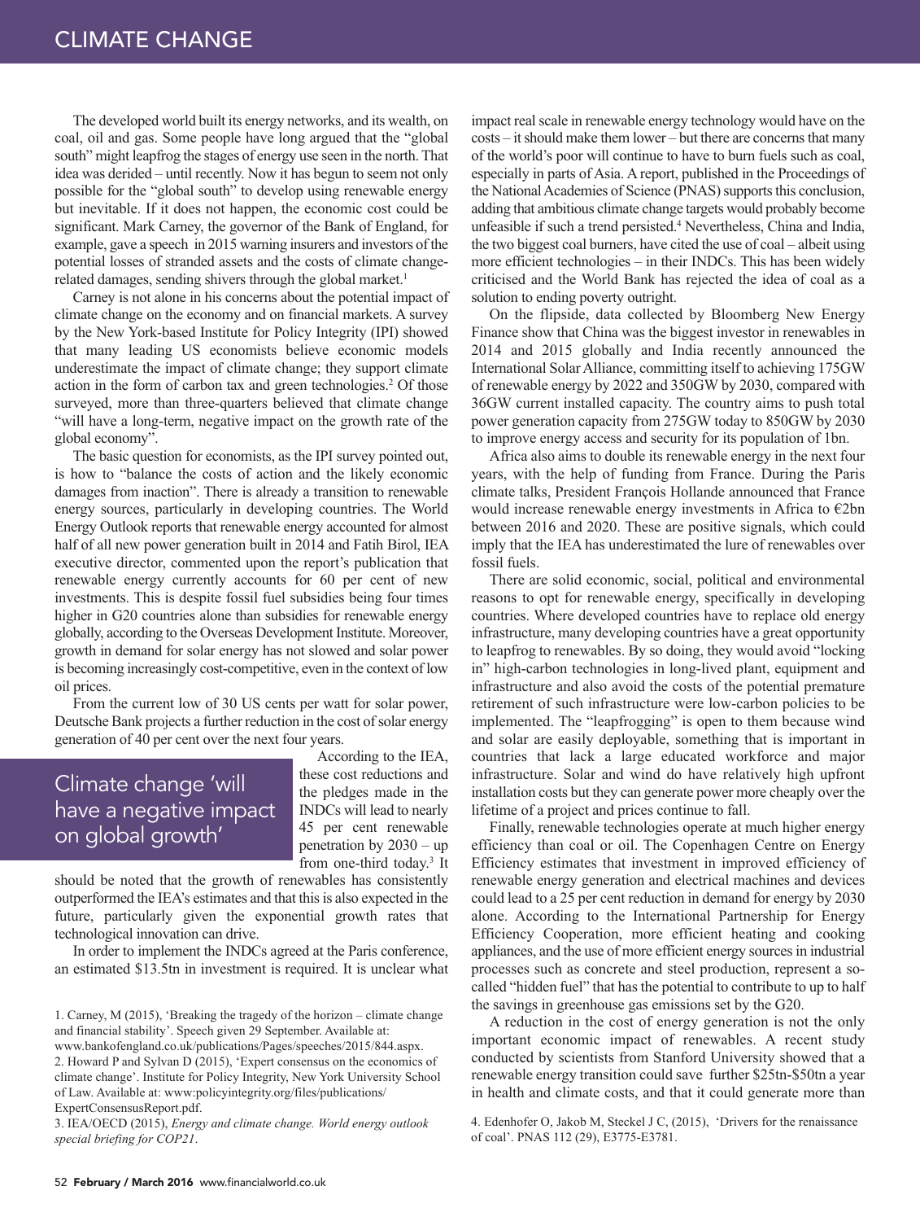The developed world built its energy networks, and its wealth, on coal, oil and gas. Some people have long argued that the "global south" might leapfrog the stages of energy use seen in the north. That idea was derided – until recently. Now it has begun to seem not only possible for the "global south" to develop using renewable energy but inevitable. If it does not happen, the economic cost could be significant. Mark Carney, the governor of the Bank of England, for example, gave a speech in 2015 warning insurers and investors of the potential losses of stranded assets and the costs of climate change-related damages, sending shivers through the global market.[1]

Carney is not alone in his concerns about the potential impact of climate change on the economy and on financial markets. A survey by the New York-based Institute for Policy Integrity (IPI) showed that many leading US economists believe economic models underestimate the impact of climate change; they support climate action in the form of carbon tax and green technologies.[2] Of those surveyed, more than three-quarters believed that climate change "will have a long-term, negative impact on the growth rate of the global economy".

The basic question for economists, as the IPI survey pointed out, is how to "balance the costs of action and the likely economic damages from inaction". There is already a transition to renewable energy sources, particularly in developing countries. The World Energy Outlook reports that renewable energy accounted for almost half of all new power generation built in 2014 and Fatih Birol, IEA executive director, commented upon the report's publication that renewable energy currently accounts for 60 per cent of new investments. This is despite fossil fuel subsidies being four times higher in G20 countries alone than subsidies for renewable energy globally, according to the Overseas Development Institute. Moreover, growth in demand for solar energy has not slowed and solar power is becoming increasingly cost-competitive, even in the context of low oil prices.

From the current low of 30 US cents per watt for solar power, Deutsche Bank projects a further reduction in the cost of solar energy generation of 40 per cent over the next four years.

> Climate change 'will have a negative impact on global growth'

According to the IEA, these cost reductions and the pledges made in the INDCs will lead to nearly 45 per cent renewable penetration by 2030 – up from one-third today.[3] It should be noted that the growth of renewables has consistently outperformed the IEA's estimates and that this is also expected in the future, particularly given the exponential growth rates that technological innovation can drive.

In order to implement the INDCs agreed at the Paris conference, an estimated $13.5tn in investment is required. It is unclear what impact real scale in renewable energy technology would have on the costs – it should make them lower – but there are concerns that many of the world's poor will continue to have to burn fuels such as coal, especially in parts of Asia. A report, published in the Proceedings of the National Academies of Science (PNAS) supports this conclusion, adding that ambitious climate change targets would probably become unfeasible if such a trend persisted.[4] Nevertheless, China and India, the two biggest coal burners, have cited the use of coal – albeit using more efficient technologies – in their INDCs. This has been widely criticised and the World Bank has rejected the idea of coal as a solution to ending poverty outright.

On the flipside, data collected by Bloomberg New Energy Finance show that China was the biggest investor in renewables in 2014 and 2015 globally and India recently announced the International Solar Alliance, committing itself to achieving 175GW of renewable energy by 2022 and 350GW by 2030, compared with 36GW current installed capacity. The country aims to push total power generation capacity from 275GW today to 850GW by 2030 to improve energy access and security for its population of 1bn.

Africa also aims to double its renewable energy in the next four years, with the help of funding from France. During the Paris climate talks, President François Hollande announced that France would increase renewable energy investments in Africa to €2bn between 2016 and 2020. These are positive signals, which could imply that the IEA has underestimated the lure of renewables over fossil fuels.

There are solid economic, social, political and environmental reasons to opt for renewable energy, specifically in developing countries. Where developed countries have to replace old energy infrastructure, many developing countries have a great opportunity to leapfrog to renewables. By so doing, they would avoid "locking in" high-carbon technologies in long-lived plant, equipment and infrastructure and also avoid the costs of the potential premature retirement of such infrastructure were low-carbon policies to be implemented. The "leapfrogging" is open to them because wind and solar are easily deployable, something that is important in countries that lack a large educated workforce and major infrastructure. Solar and wind do have relatively high upfront installation costs but they can generate power more cheaply over the lifetime of a project and prices continue to fall.

Finally, renewable technologies operate at much higher energy efficiency than coal or oil. The Copenhagen Centre on Energy Efficiency estimates that investment in improved efficiency of renewable energy generation and electrical machines and devices could lead to a 25 per cent reduction in demand for energy by 2030 alone. According to the International Partnership for Energy Efficiency Cooperation, more efficient heating and cooking appliances, and the use of more efficient energy sources in industrial processes such as concrete and steel production, represent a so-called "hidden fuel" that has the potential to contribute to up to half the savings in greenhouse gas emissions set by the G20.

A reduction in the cost of energy generation is not the only important economic impact of renewables. A recent study conducted by scientists from Stanford University showed that a renewable energy transition could save further $25tn-$50tn a year in health and climate costs, and that it could generate more than

---

1. Carney, M (2015), 'Breaking the tragedy of the horizon – climate change and financial stability'. Speech given 29 September. Available at: www.bankofengland.co.uk/publications/Pages/speeches/2015/844.aspx.
2. Howard P and Sylvan D (2015), 'Expert consensus on the economics of climate change'. Institute for Policy Integrity, New York University School of Law. Available at: www:policyintegrity.org/files/publications/ExpertConsensusReport.pdf.
3. IEA/OECD (2015), *Energy and climate change. World energy outlook special briefing for COP21*.
4. Edenhofer O, Jakob M, Steckel J C, (2015), 'Drivers for the renaissance of coal'. PNAS 112 (29), E3775-E3781.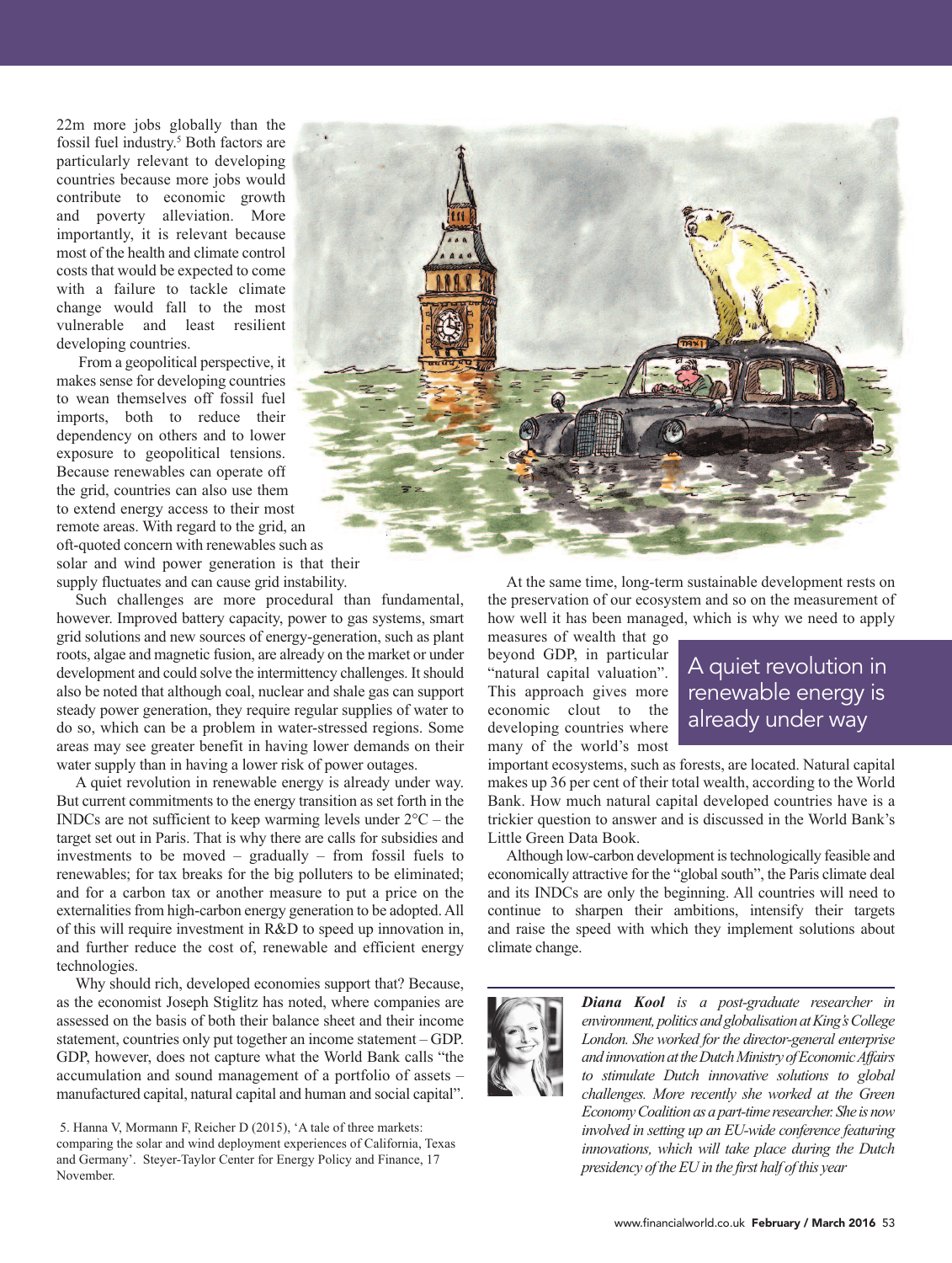22m more jobs globally than the fossil fuel industry.[5] Both factors are particularly relevant to developing countries because more jobs would contribute to economic growth and poverty alleviation. More importantly, it is relevant because most of the health and climate control costs that would be expected to come with a failure to tackle climate change would fall to the most vulnerable and least resilient developing countries.

From a geopolitical perspective, it makes sense for developing countries to wean themselves off fossil fuel imports, both to reduce their dependency on others and to lower exposure to geopolitical tensions. Because renewables can operate off the grid, countries can also use them to extend energy access to their most remote areas. With regard to the grid, an oft-quoted concern with renewables such as solar and wind power generation is that their supply fluctuates and can cause grid instability.

Such challenges are more procedural than fundamental, however. Improved battery capacity, power to gas systems, smart grid solutions and new sources of energy-generation, such as plant roots, algae and magnetic fusion, are already on the market or under development and could solve the intermittency challenges. It should also be noted that although coal, nuclear and shale gas can support steady power generation, they require regular supplies of water to do so, which can be a problem in water-stressed regions. Some areas may see greater benefit in having lower demands on their water supply than in having a lower risk of power outages.

A quiet revolution in renewable energy is already under way. But current commitments to the energy transition as set forth in the INDCs are not sufficient to keep warming levels under 2°C – the target set out in Paris. That is why there are calls for subsidies and investments to be moved – gradually – from fossil fuels to renewables; for tax breaks for the big polluters to be eliminated; and for a carbon tax or another measure to put a price on the externalities from high-carbon energy generation to be adopted. All of this will require investment in R&D to speed up innovation in, and further reduce the cost of, renewable and efficient energy technologies.

Why should rich, developed economies support that? Because, as the economist Joseph Stiglitz has noted, where companies are assessed on the basis of both their balance sheet and their income statement, countries only put together an income statement – GDP. GDP, however, does not capture what the World Bank calls "the accumulation and sound management of a portfolio of assets – manufactured capital, natural capital and human and social capital".

At the same time, long-term sustainable development rests on the preservation of our ecosystem and so on the measurement of how well it has been managed, which is why we need to apply measures of wealth that go beyond GDP, in particular "natural capital valuation". This approach gives more economic clout to the developing countries where many of the world's most important ecosystems, such as forests, are located. Natural capital makes up 36 per cent of their total wealth, according to the World Bank. How much natural capital developed countries have is a trickier question to answer and is discussed in the World Bank's Little Green Data Book.

> A quiet revolution in renewable energy is already under way

Although low-carbon development is technologically feasible and economically attractive for the "global south", the Paris climate deal and its INDCs are only the beginning. All countries will need to continue to sharpen their ambitions, intensify their targets and raise the speed with which they implement solutions about climate change.

5. Hanna V, Mormann F, Reicher D (2015), 'A tale of three markets: comparing the solar and wind deployment experiences of California, Texas and Germany'. Steyer-Taylor Center for Energy Policy and Finance, 17 November.

***Diana Kool** is a post-graduate researcher in environment, politics and globalisation at King's College London. She worked for the director-general enterprise and innovation at the Dutch Ministry of Economic Affairs to stimulate Dutch innovative solutions to global challenges. More recently she worked at the Green Economy Coalition as a part-time researcher. She is now involved in setting up an EU-wide conference featuring innovations, which will take place during the Dutch presidency of the EU in the first half of this year*